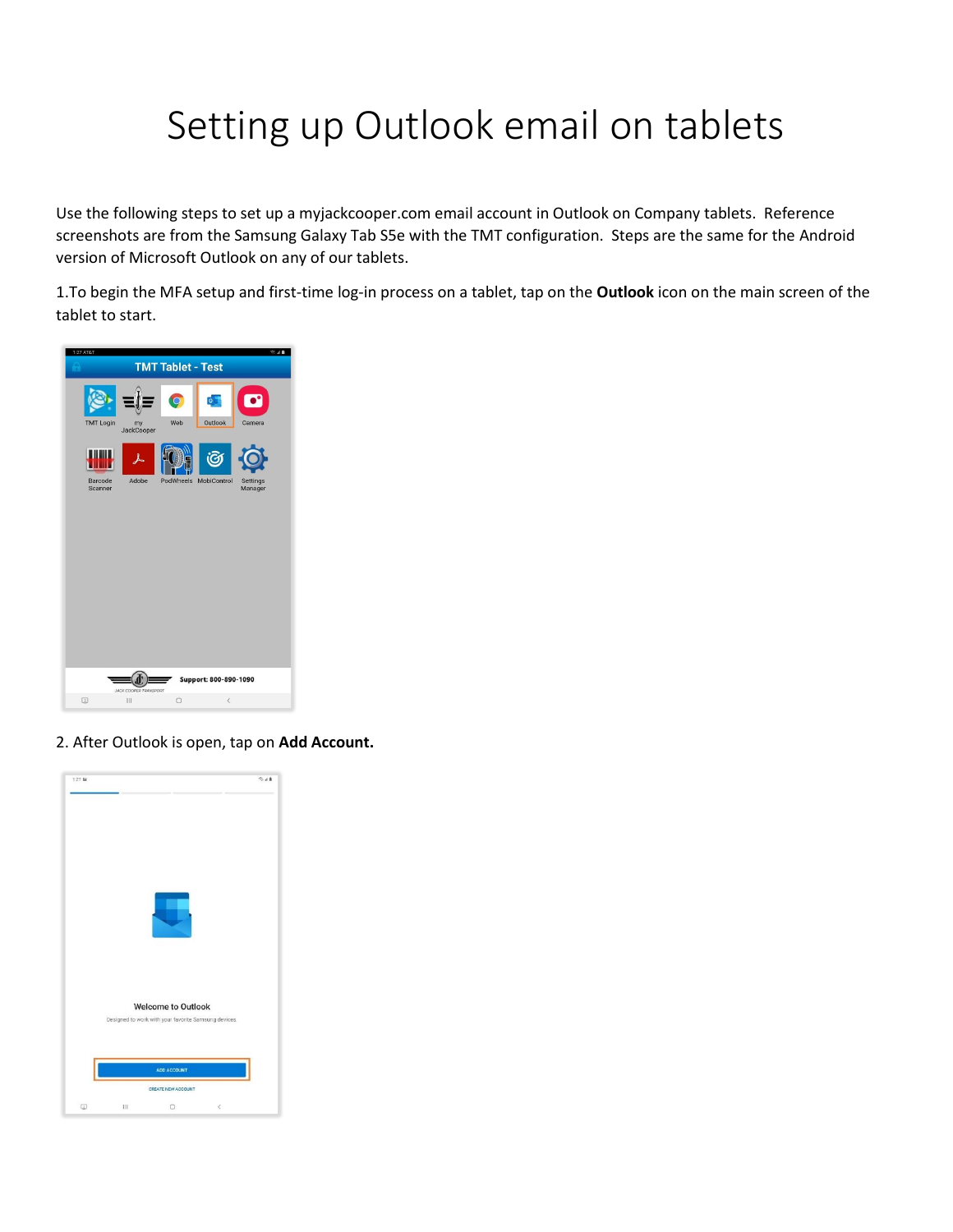# Setting up Outlook email on tablets

Use the following steps to set up a myjackcooper.com email account in Outlook on Company tablets. Reference screenshots are from the Samsung Galaxy Tab S5e with the TMT configuration. Steps are the same for the Android version of Microsoft Outlook on any of our tablets.

1.To begin the MFA setup and first-time log-in process on a tablet, tap on the **Outlook** icon on the main screen of the tablet to start.

2. After Outlook is open, tap on **Add Account.**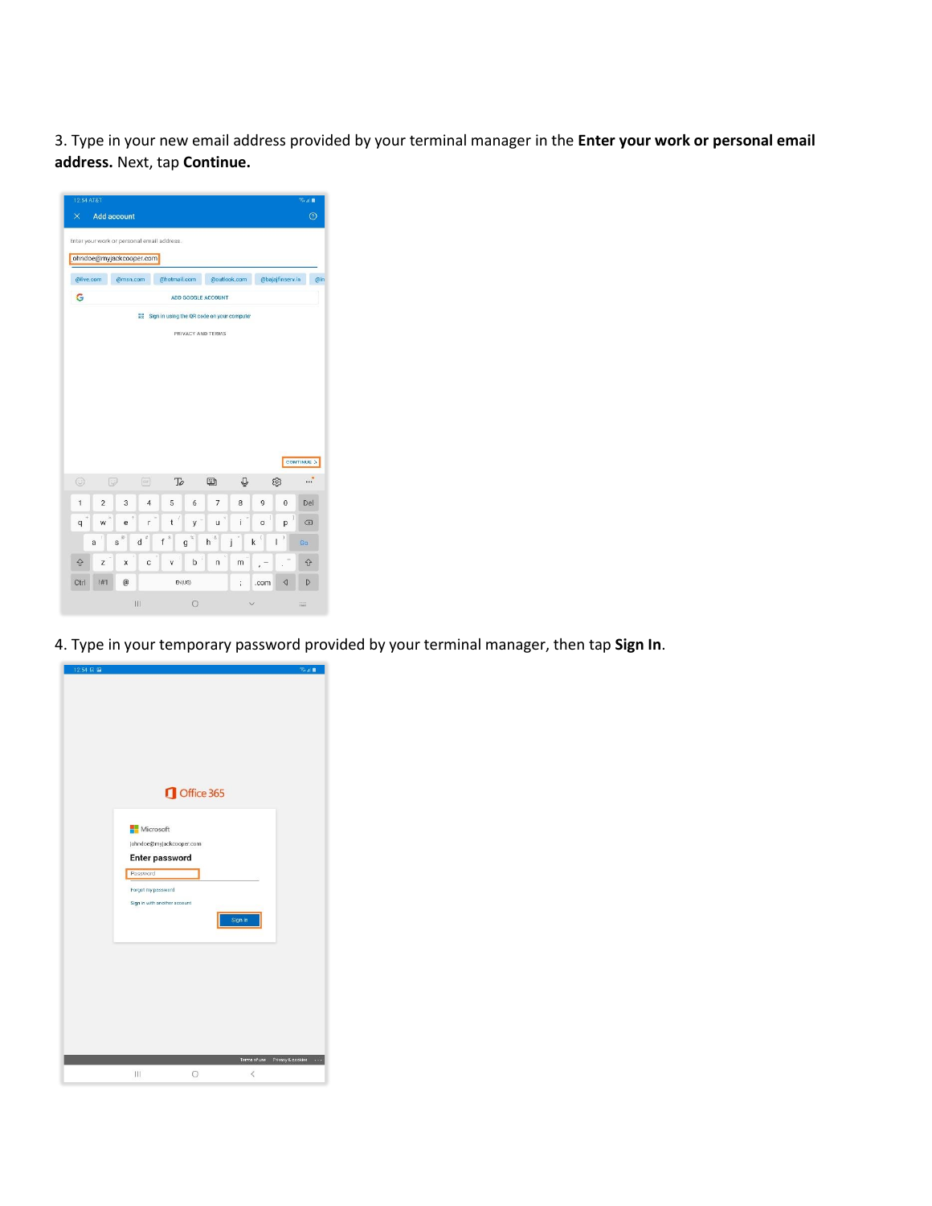3. Type in your new email address provided by your terminal manager in the **Enter your work or personal email address.** Next, tap **Continue.**

4. Type in your temporary password provided by your terminal manager, then tap **Sign In**.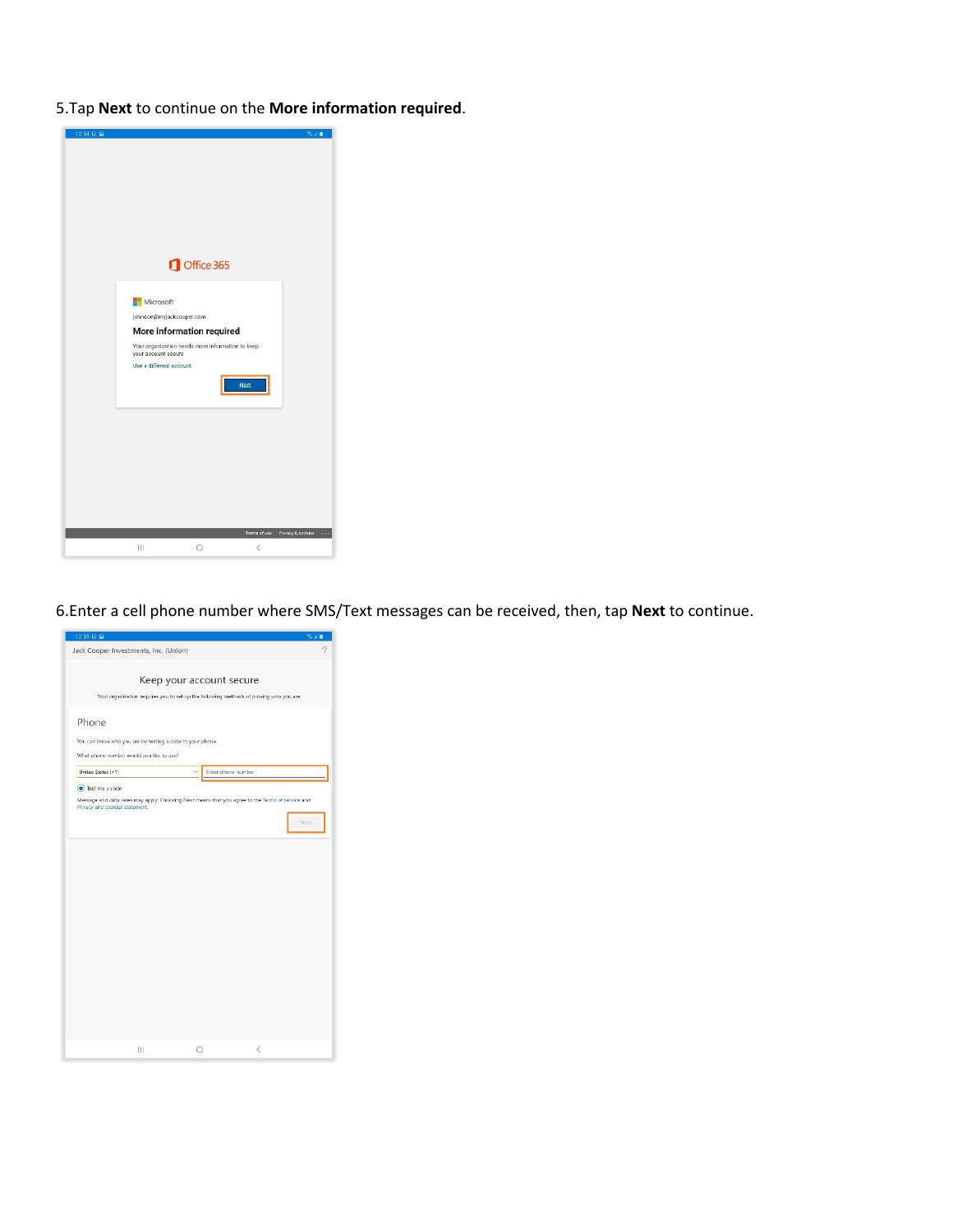5.Tap **Next** to continue on the **More information required**.

6.Enter a cell phone number where SMS/Text messages can be received, then, tap **Next** to continue.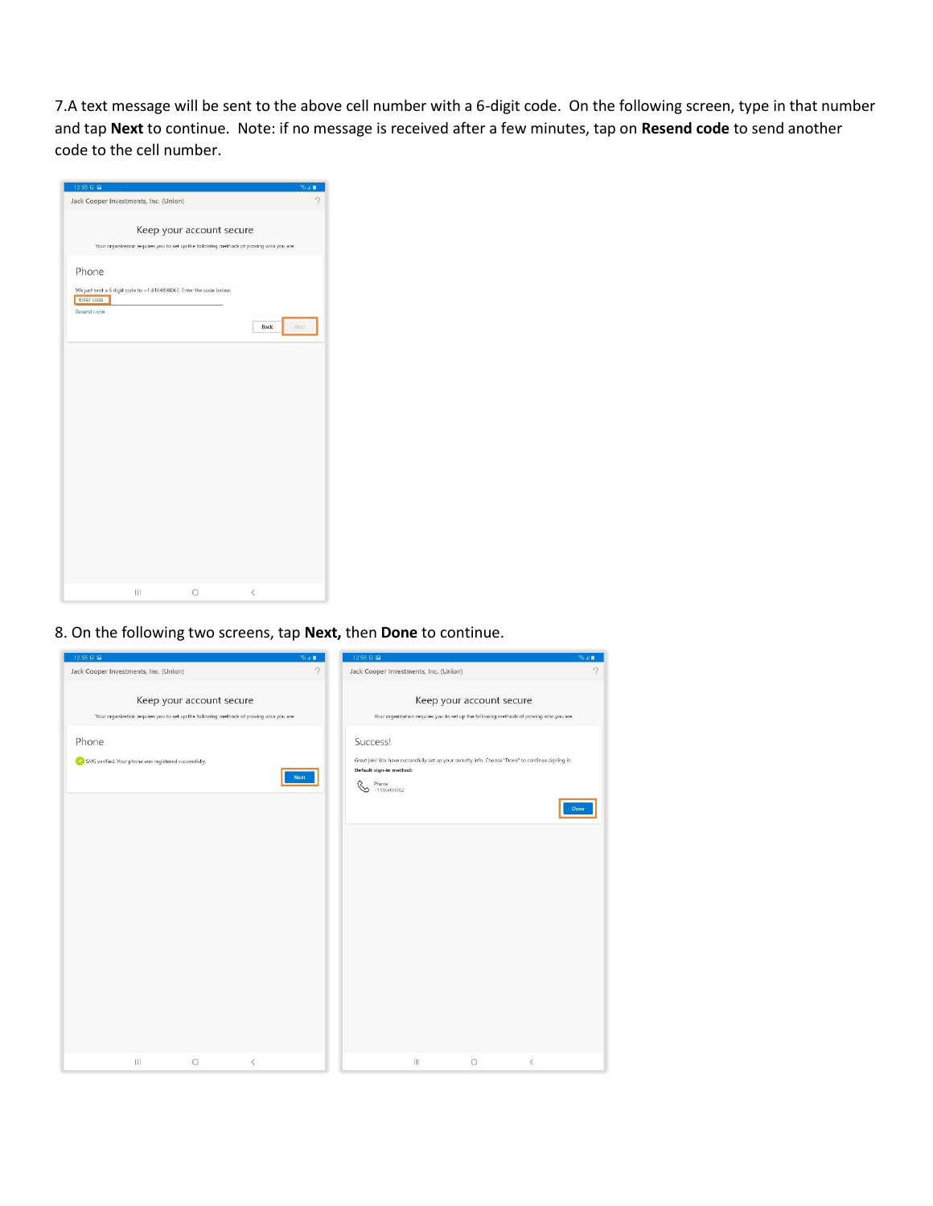7.A text message will be sent to the above cell number with a 6-digit code. On the following screen, type in that number and tap **Next** to continue. Note: if no message is received after a few minutes, tap on **Resend code** to send another code to the cell number.

8. On the following two screens, tap **Next,** then **Done** to continue.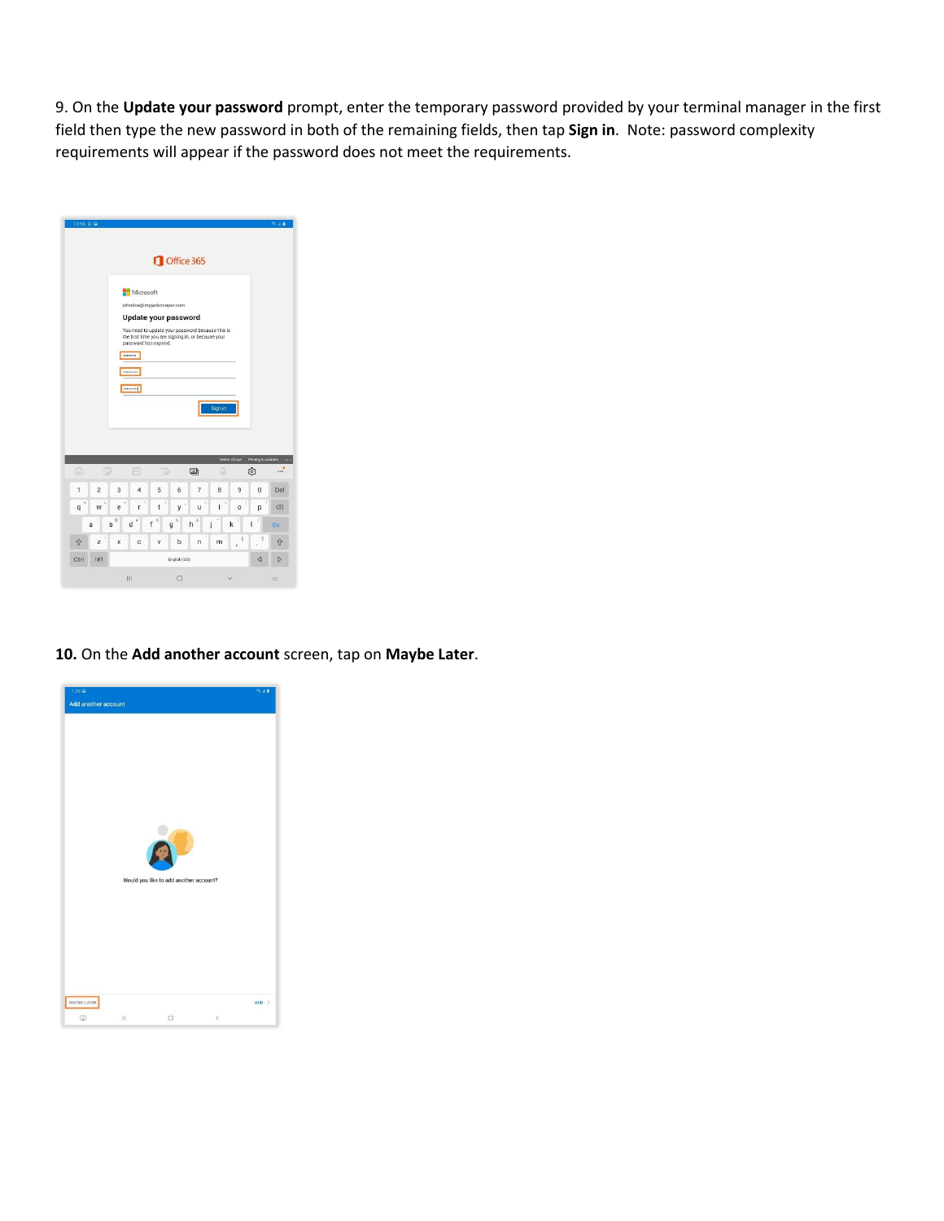9. On the **Update your password** prompt, enter the temporary password provided by your terminal manager in the first field then type the new password in both of the remaining fields, then tap **Sign in**. Note: password complexity requirements will appear if the password does not meet the requirements.

**10.** On the **Add another account** screen, tap on **Maybe Later**.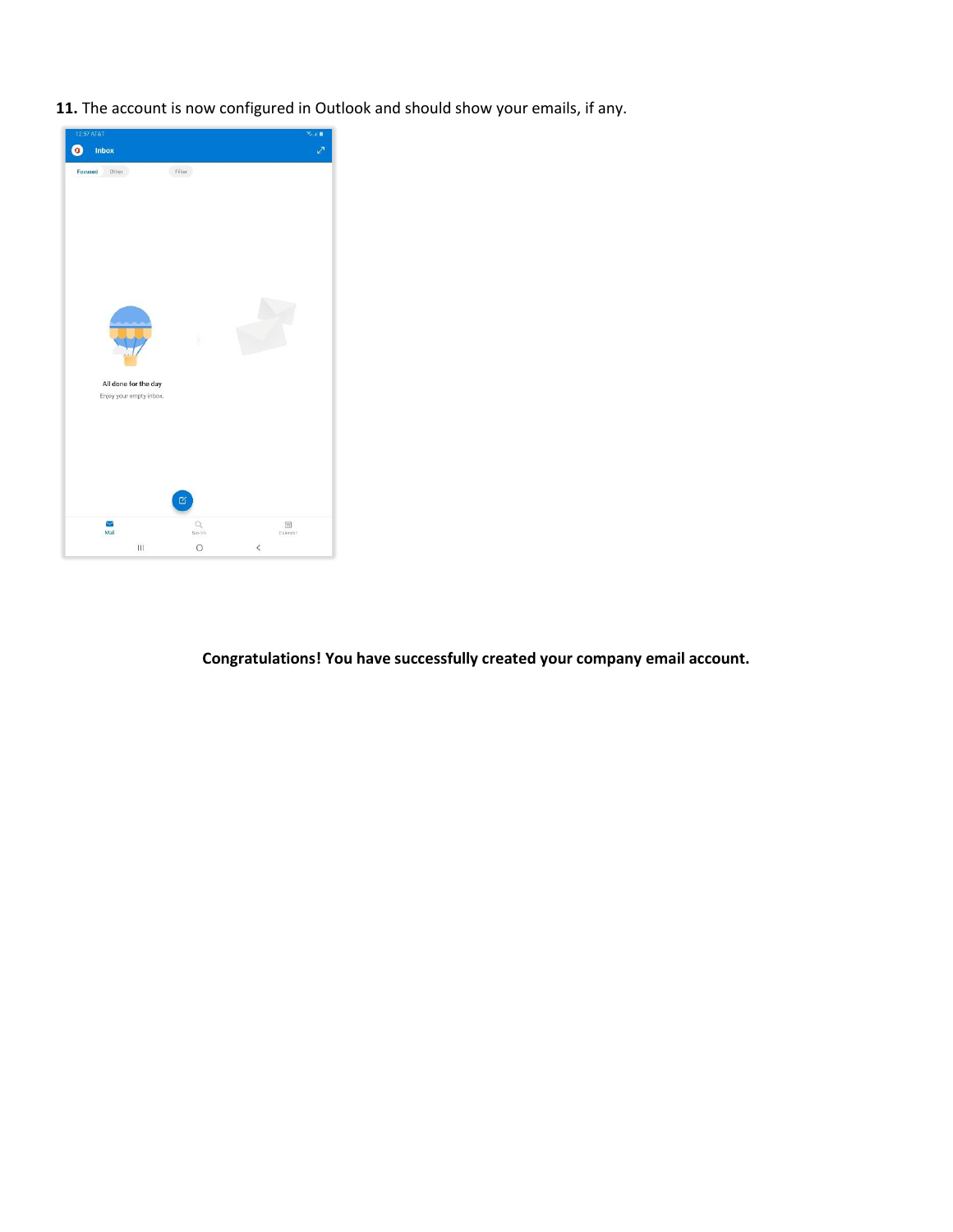**11.** The account is now configured in Outlook and should show your emails, if any.

**Congratulations! You have successfully created your company email account.**